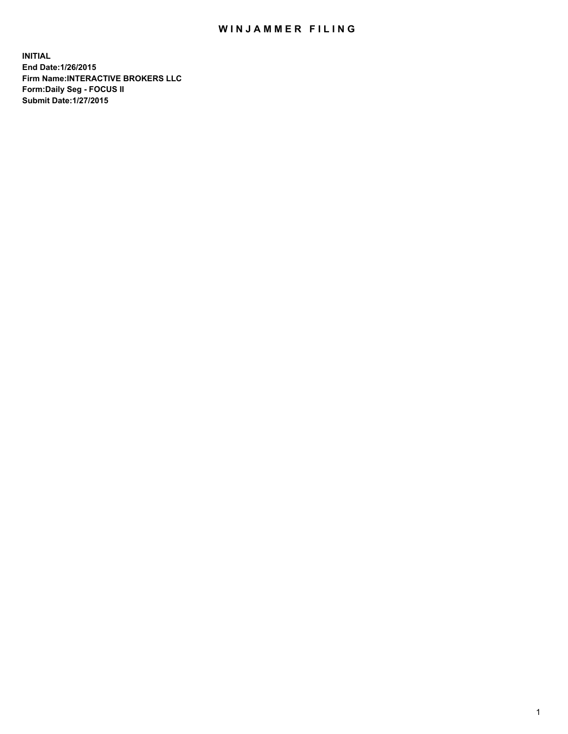# WINJAMMER FILING

**INITIAL**
**End Date:1/26/2015**
**Firm Name:INTERACTIVE BROKERS LLC**
**Form:Daily Seg - FOCUS II**
**Submit Date:1/27/2015**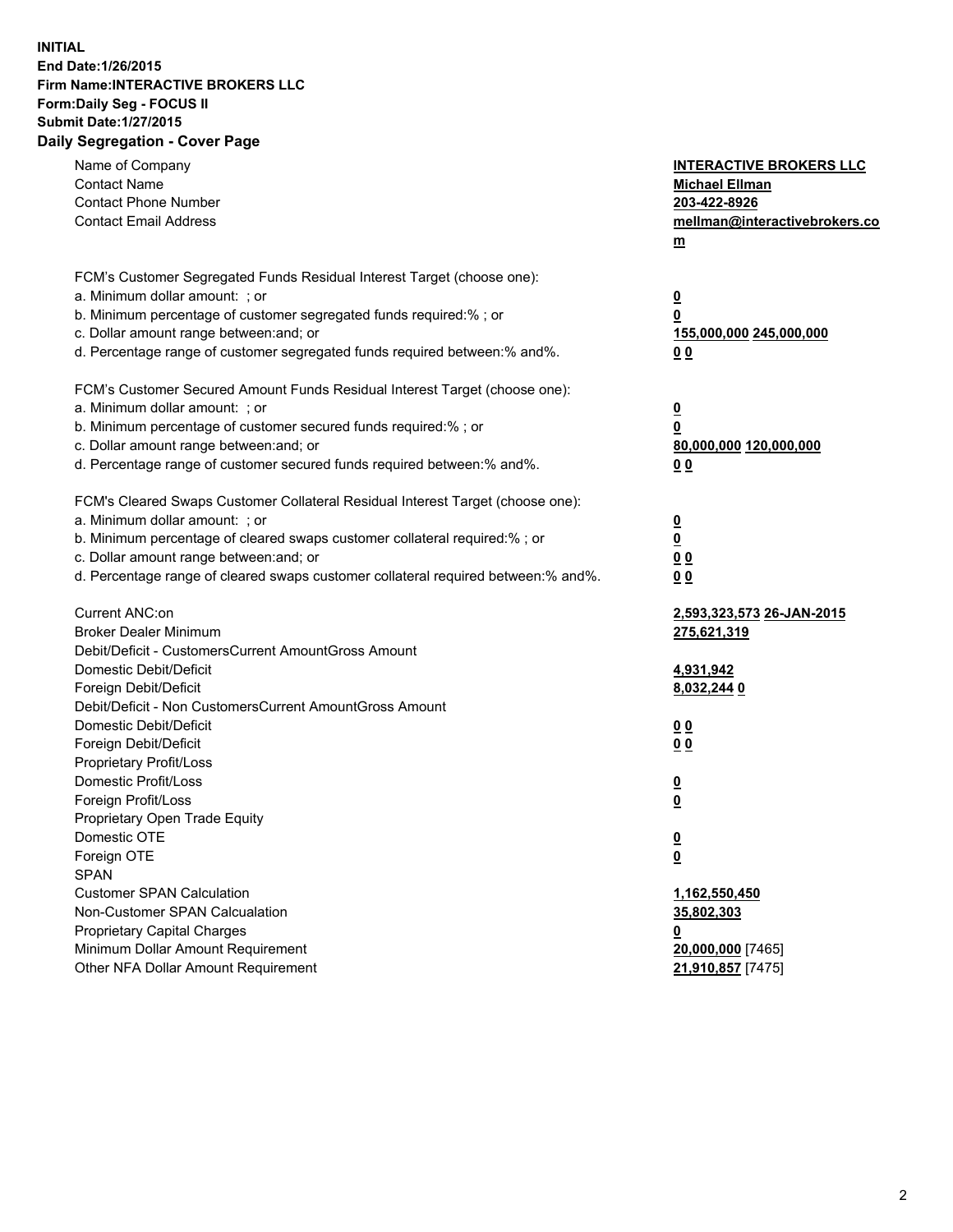**INITIAL**
**End Date:1/26/2015**
**Firm Name:INTERACTIVE BROKERS LLC**
**Form:Daily Seg - FOCUS II**
**Submit Date:1/27/2015**

## Daily Segregation - Cover Page

| | |
|---|---|
| Name of Company | **INTERACTIVE BROKERS LLC** |
| Contact Name | **Michael Ellman** |
| Contact Phone Number | **203-422-8926** |
| Contact Email Address | **mellman@interactivebrokers.com** |
| FCM's Customer Segregated Funds Residual Interest Target (choose one): | |
| a. Minimum dollar amount: ; or | **0** |
| b. Minimum percentage of customer segregated funds required:% ; or | **0** |
| c. Dollar amount range between:and; or | **155,000,000 245,000,000** |
| d. Percentage range of customer segregated funds required between:% and%. | **0 0** |
| FCM's Customer Secured Amount Funds Residual Interest Target (choose one): | |
| a. Minimum dollar amount: ; or | **0** |
| b. Minimum percentage of customer secured funds required:% ; or | **0** |
| c. Dollar amount range between:and; or | **80,000,000 120,000,000** |
| d. Percentage range of customer secured funds required between:% and%. | **0 0** |
| FCM's Cleared Swaps Customer Collateral Residual Interest Target (choose one): | |
| a. Minimum dollar amount: ; or | **0** |
| b. Minimum percentage of cleared swaps customer collateral required:% ; or | **0** |
| c. Dollar amount range between:and; or | **0 0** |
| d. Percentage range of cleared swaps customer collateral required between:% and%. | **0 0** |
| Current ANC:on | **2,593,323,573 26-JAN-2015** |
| Broker Dealer Minimum | **275,621,319** |
| Debit/Deficit - CustomersCurrent AmountGross Amount | |
| Domestic Debit/Deficit | **4,931,942** |
| Foreign Debit/Deficit | **8,032,244 0** |
| Debit/Deficit - Non CustomersCurrent AmountGross Amount | |
| Domestic Debit/Deficit | **0 0** |
| Foreign Debit/Deficit | **0 0** |
| Proprietary Profit/Loss | |
| Domestic Profit/Loss | **0** |
| Foreign Profit/Loss | **0** |
| Proprietary Open Trade Equity | |
| Domestic OTE | **0** |
| Foreign OTE | **0** |
| SPAN | |
| Customer SPAN Calculation | **1,162,550,450** |
| Non-Customer SPAN Calcualation | **35,802,303** |
| Proprietary Capital Charges | **0** |
| Minimum Dollar Amount Requirement | **20,000,000** [7465] |
| Other NFA Dollar Amount Requirement | **21,910,857** [7475] |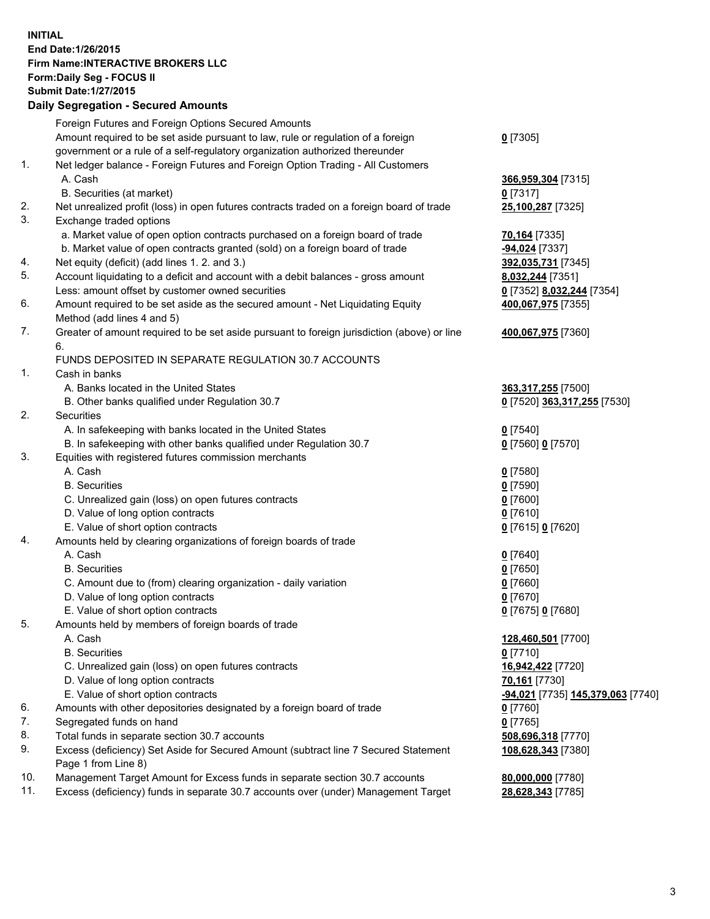**INITIAL**
**End Date:1/26/2015**
**Firm Name:INTERACTIVE BROKERS LLC**
**Form:Daily Seg - FOCUS II**
**Submit Date:1/27/2015**
**Daily Segregation - Secured Amounts**

| | | |
|---|---|---|
| | Foreign Futures and Foreign Options Secured Amounts | |
| | Amount required to be set aside pursuant to law, rule or regulation of a foreign government or a rule of a self-regulatory organization authorized thereunder | **0** [7305] |
| 1. | Net ledger balance - Foreign Futures and Foreign Option Trading - All Customers | |
| | A. Cash | **366,959,304** [7315] |
| | B. Securities (at market) | **0** [7317] |
| 2. | Net unrealized profit (loss) in open futures contracts traded on a foreign board of trade | **25,100,287** [7325] |
| 3. | Exchange traded options | |
| | a. Market value of open option contracts purchased on a foreign board of trade | **70,164** [7335] |
| | b. Market value of open contracts granted (sold) on a foreign board of trade | **-94,024** [7337] |
| 4. | Net equity (deficit) (add lines 1. 2. and 3.) | **392,035,731** [7345] |
| 5. | Account liquidating to a deficit and account with a debit balances - gross amount | **8,032,244** [7351] |
| | Less: amount offset by customer owned securities | **0** [7352] **8,032,244** [7354] |
| 6. | Amount required to be set aside as the secured amount - Net Liquidating Equity Method (add lines 4 and 5) | **400,067,975** [7355] |
| 7. | Greater of amount required to be set aside pursuant to foreign jurisdiction (above) or line 6. | **400,067,975** [7360] |
| | FUNDS DEPOSITED IN SEPARATE REGULATION 30.7 ACCOUNTS | |
| 1. | Cash in banks | |
| | A. Banks located in the United States | **363,317,255** [7500] |
| | B. Other banks qualified under Regulation 30.7 | **0** [7520] **363,317,255** [7530] |
| 2. | Securities | |
| | A. In safekeeping with banks located in the United States | **0** [7540] |
| | B. In safekeeping with other banks qualified under Regulation 30.7 | **0** [7560] **0** [7570] |
| 3. | Equities with registered futures commission merchants | |
| | A. Cash | **0** [7580] |
| | B. Securities | **0** [7590] |
| | C. Unrealized gain (loss) on open futures contracts | **0** [7600] |
| | D. Value of long option contracts | **0** [7610] |
| | E. Value of short option contracts | **0** [7615] **0** [7620] |
| 4. | Amounts held by clearing organizations of foreign boards of trade | |
| | A. Cash | **0** [7640] |
| | B. Securities | **0** [7650] |
| | C. Amount due to (from) clearing organization - daily variation | **0** [7660] |
| | D. Value of long option contracts | **0** [7670] |
| | E. Value of short option contracts | **0** [7675] **0** [7680] |
| 5. | Amounts held by members of foreign boards of trade | |
| | A. Cash | **128,460,501** [7700] |
| | B. Securities | **0** [7710] |
| | C. Unrealized gain (loss) on open futures contracts | **16,942,422** [7720] |
| | D. Value of long option contracts | **70,161** [7730] |
| | E. Value of short option contracts | **-94,021** [7735] **145,379,063** [7740] |
| 6. | Amounts with other depositories designated by a foreign board of trade | **0** [7760] |
| 7. | Segregated funds on hand | **0** [7765] |
| 8. | Total funds in separate section 30.7 accounts | **508,696,318** [7770] |
| 9. | Excess (deficiency) Set Aside for Secured Amount (subtract line 7 Secured Statement Page 1 from Line 8) | **108,628,343** [7380] |
| 10. | Management Target Amount for Excess funds in separate section 30.7 accounts | **80,000,000** [7780] |
| 11. | Excess (deficiency) funds in separate 30.7 accounts over (under) Management Target | **28,628,343** [7785] |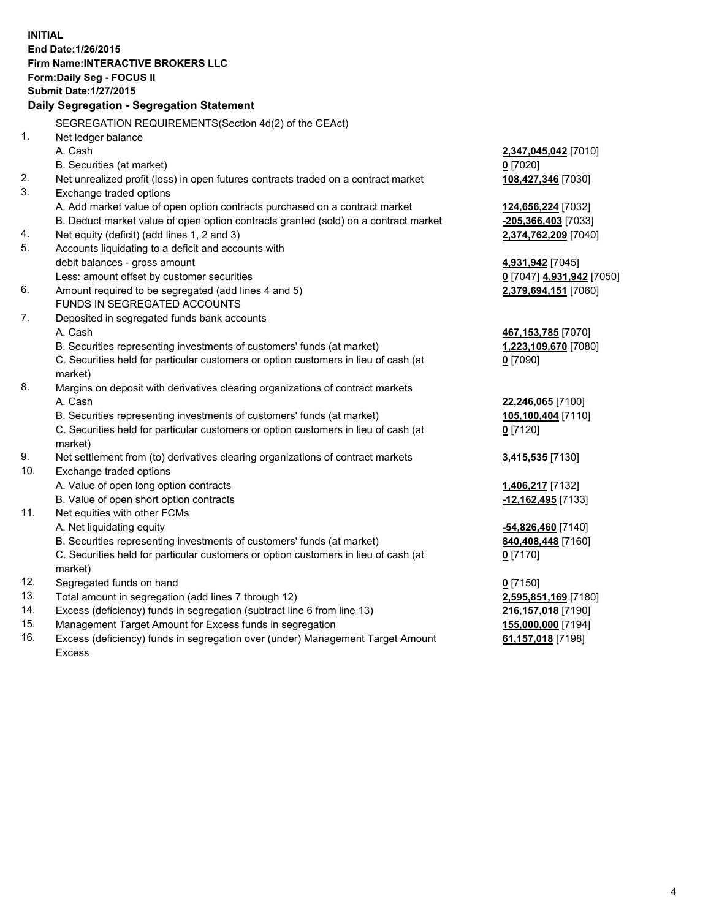**INITIAL**
**End Date:1/26/2015**
**Firm Name:INTERACTIVE BROKERS LLC**
**Form:Daily Seg - FOCUS II**
**Submit Date:1/27/2015**

## Daily Segregation - Segregation Statement

SEGREGATION REQUIREMENTS(Section 4d(2) of the CEAct)

| | | |
|---|---|---|
| 1. | Net ledger balance | |
| | A. Cash | **2,347,045,042** [7010] |
| | B. Securities (at market) | **0** [7020] |
| 2. | Net unrealized profit (loss) in open futures contracts traded on a contract market | **108,427,346** [7030] |
| 3. | Exchange traded options | |
| | A. Add market value of open option contracts purchased on a contract market | **124,656,224** [7032] |
| | B. Deduct market value of open option contracts granted (sold) on a contract market | **-205,366,403** [7033] |
| 4. | Net equity (deficit) (add lines 1, 2 and 3) | **2,374,762,209** [7040] |
| 5. | Accounts liquidating to a deficit and accounts with debit balances - gross amount | **4,931,942** [7045] |
| | Less: amount offset by customer securities | **0** [7047] **4,931,942** [7050] |
| 6. | Amount required to be segregated (add lines 4 and 5) | **2,379,694,151** [7060] |
| | FUNDS IN SEGREGATED ACCOUNTS | |
| 7. | Deposited in segregated funds bank accounts | |
| | A. Cash | **467,153,785** [7070] |
| | B. Securities representing investments of customers' funds (at market) | **1,223,109,670** [7080] |
| | C. Securities held for particular customers or option customers in lieu of cash (at market) | **0** [7090] |
| 8. | Margins on deposit with derivatives clearing organizations of contract markets | |
| | A. Cash | **22,246,065** [7100] |
| | B. Securities representing investments of customers' funds (at market) | **105,100,404** [7110] |
| | C. Securities held for particular customers or option customers in lieu of cash (at market) | **0** [7120] |
| 9. | Net settlement from (to) derivatives clearing organizations of contract markets | **3,415,535** [7130] |
| 10. | Exchange traded options | |
| | A. Value of open long option contracts | **1,406,217** [7132] |
| | B. Value of open short option contracts | **-12,162,495** [7133] |
| 11. | Net equities with other FCMs | |
| | A. Net liquidating equity | **-54,826,460** [7140] |
| | B. Securities representing investments of customers' funds (at market) | **840,408,448** [7160] |
| | C. Securities held for particular customers or option customers in lieu of cash (at market) | **0** [7170] |
| 12. | Segregated funds on hand | **0** [7150] |
| 13. | Total amount in segregation (add lines 7 through 12) | **2,595,851,169** [7180] |
| 14. | Excess (deficiency) funds in segregation (subtract line 6 from line 13) | **216,157,018** [7190] |
| 15. | Management Target Amount for Excess funds in segregation | **155,000,000** [7194] |
| 16. | Excess (deficiency) funds in segregation over (under) Management Target Amount Excess | **61,157,018** [7198] |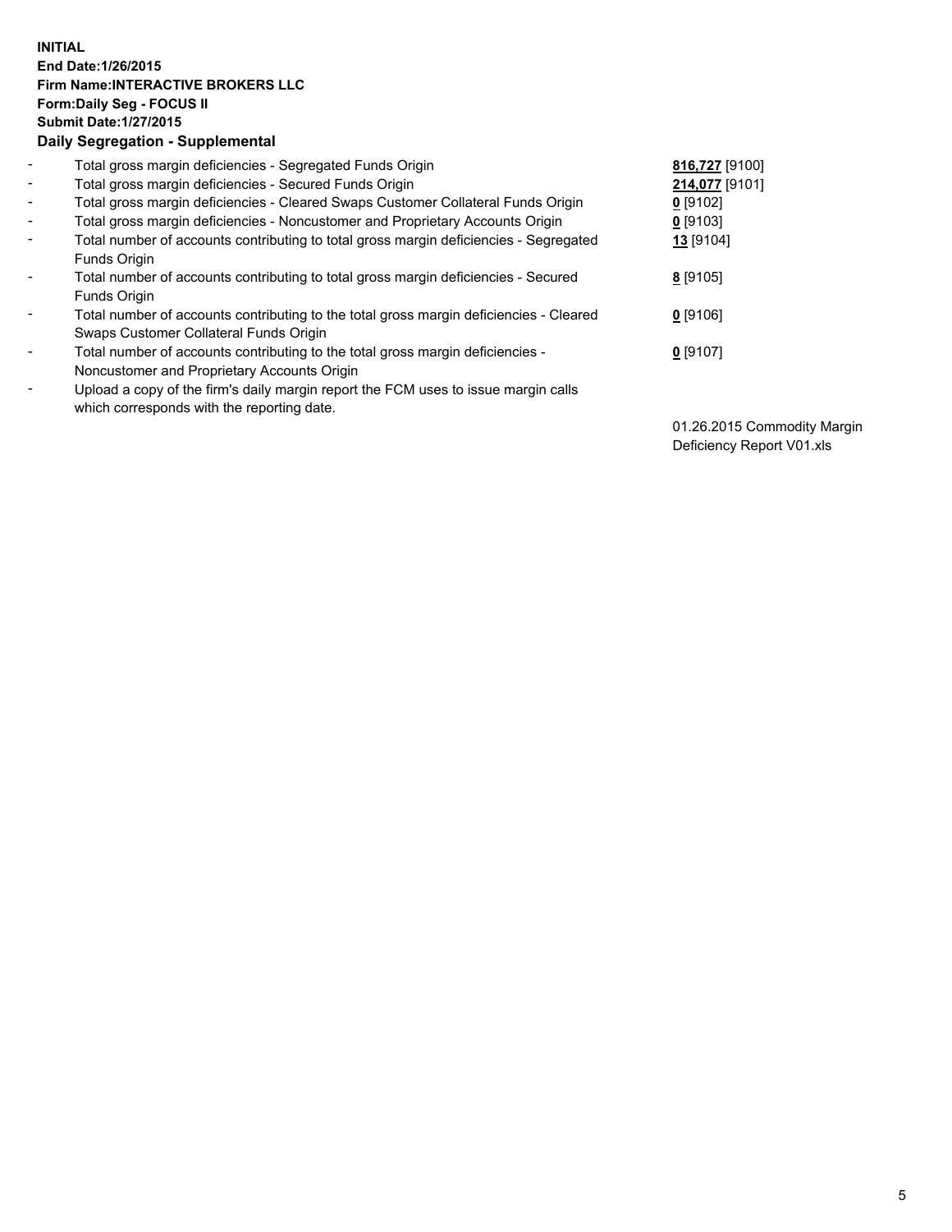**INITIAL**
**End Date:1/26/2015**
**Firm Name:INTERACTIVE BROKERS LLC**
**Form:Daily Seg - FOCUS II**
**Submit Date:1/27/2015**
**Daily Segregation - Supplemental**

| | | |
|---|---|---|
| - | Total gross margin deficiencies - Segregated Funds Origin | **816,727** [9100] |
| - | Total gross margin deficiencies - Secured Funds Origin | **214,077** [9101] |
| - | Total gross margin deficiencies - Cleared Swaps Customer Collateral Funds Origin | **0** [9102] |
| - | Total gross margin deficiencies - Noncustomer and Proprietary Accounts Origin | **0** [9103] |
| - | Total number of accounts contributing to total gross margin deficiencies - Segregated Funds Origin | **13** [9104] |
| - | Total number of accounts contributing to total gross margin deficiencies - Secured Funds Origin | **8** [9105] |
| - | Total number of accounts contributing to the total gross margin deficiencies - Cleared Swaps Customer Collateral Funds Origin | **0** [9106] |
| - | Total number of accounts contributing to the total gross margin deficiencies - Noncustomer and Proprietary Accounts Origin | **0** [9107] |
| - | Upload a copy of the firm's daily margin report the FCM uses to issue margin calls which corresponds with the reporting date. | 01.26.2015 Commodity Margin Deficiency Report V01.xls |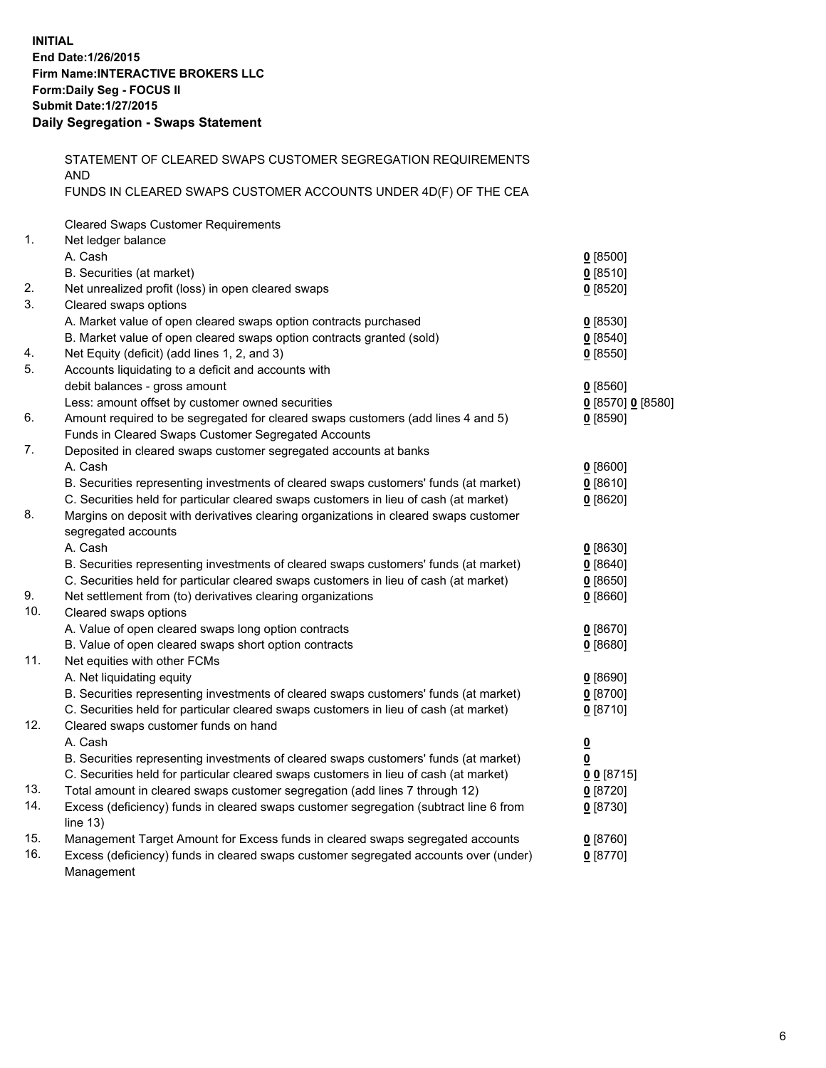**INITIAL**
**End Date:1/26/2015**
**Firm Name:INTERACTIVE BROKERS LLC**
**Form:Daily Seg - FOCUS II**
**Submit Date:1/27/2015**
**Daily Segregation - Swaps Statement**

STATEMENT OF CLEARED SWAPS CUSTOMER SEGREGATION REQUIREMENTS AND FUNDS IN CLEARED SWAPS CUSTOMER ACCOUNTS UNDER 4D(F) OF THE CEA

| | | |
|---|---|---|
| | Cleared Swaps Customer Requirements | |
| 1. | Net ledger balance | |
| | A. Cash | 0 [8500] |
| | B. Securities (at market) | 0 [8510] |
| 2. | Net unrealized profit (loss) in open cleared swaps | 0 [8520] |
| 3. | Cleared swaps options | |
| | A. Market value of open cleared swaps option contracts purchased | 0 [8530] |
| | B. Market value of open cleared swaps option contracts granted (sold) | 0 [8540] |
| 4. | Net Equity (deficit) (add lines 1, 2, and 3) | 0 [8550] |
| 5. | Accounts liquidating to a deficit and accounts with debit balances - gross amount | 0 [8560] |
| | Less: amount offset by customer owned securities | 0 [8570] 0 [8580] |
| 6. | Amount required to be segregated for cleared swaps customers (add lines 4 and 5) | 0 [8590] |
| | Funds in Cleared Swaps Customer Segregated Accounts | |
| 7. | Deposited in cleared swaps customer segregated accounts at banks | |
| | A. Cash | 0 [8600] |
| | B. Securities representing investments of cleared swaps customers' funds (at market) | 0 [8610] |
| | C. Securities held for particular cleared swaps customers in lieu of cash (at market) | 0 [8620] |
| 8. | Margins on deposit with derivatives clearing organizations in cleared swaps customer segregated accounts | |
| | A. Cash | 0 [8630] |
| | B. Securities representing investments of cleared swaps customers' funds (at market) | 0 [8640] |
| | C. Securities held for particular cleared swaps customers in lieu of cash (at market) | 0 [8650] |
| 9. | Net settlement from (to) derivatives clearing organizations | 0 [8660] |
| 10. | Cleared swaps options | |
| | A. Value of open cleared swaps long option contracts | 0 [8670] |
| | B. Value of open cleared swaps short option contracts | 0 [8680] |
| 11. | Net equities with other FCMs | |
| | A. Net liquidating equity | 0 [8690] |
| | B. Securities representing investments of cleared swaps customers' funds (at market) | 0 [8700] |
| | C. Securities held for particular cleared swaps customers in lieu of cash (at market) | 0 [8710] |
| 12. | Cleared swaps customer funds on hand | |
| | A. Cash | 0 |
| | B. Securities representing investments of cleared swaps customers' funds (at market) | 0 |
| | C. Securities held for particular cleared swaps customers in lieu of cash (at market) | 0 0 [8715] |
| 13. | Total amount in cleared swaps customer segregation (add lines 7 through 12) | 0 [8720] |
| 14. | Excess (deficiency) funds in cleared swaps customer segregation (subtract line 6 from line 13) | 0 [8730] |
| 15. | Management Target Amount for Excess funds in cleared swaps segregated accounts | 0 [8760] |
| 16. | Excess (deficiency) funds in cleared swaps customer segregated accounts over (under) Management | 0 [8770] |